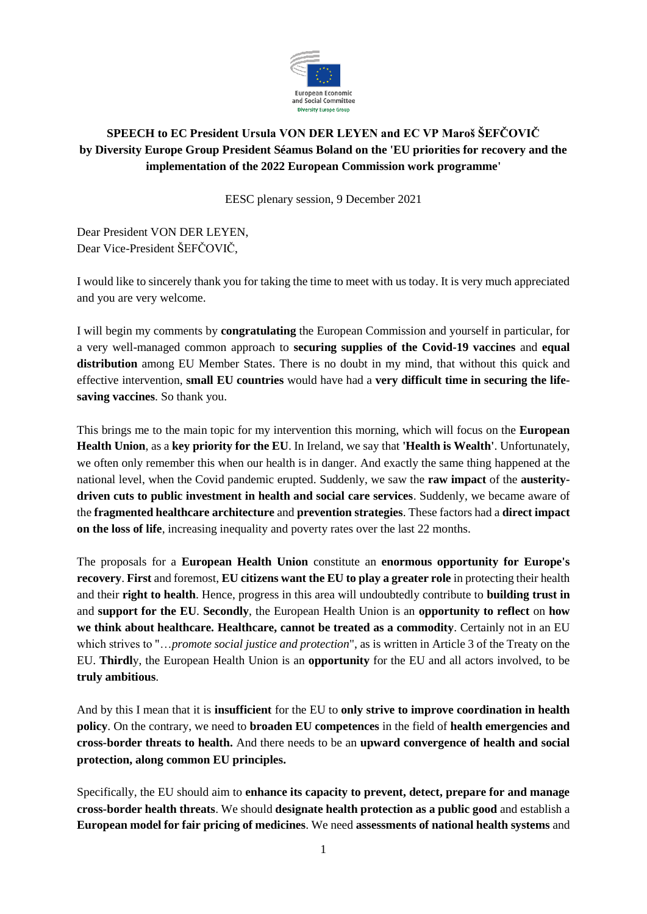**SPEECH to EC President Ursula VON DER LEYEN and EC VP Maroš ŠEFČOVIČ by Diversity Europe Group President Séamus Boland on the 'EU priorities for recovery and the implementation of the 2022 European Commission work programme'**

EESC plenary session, 9 December 2021

Dear President VON DER LEYEN,
Dear Vice-President ŠEFČOVIČ,

I would like to sincerely thank you for taking the time to meet with us today. It is very much appreciated and you are very welcome.

I will begin my comments by **congratulating** the European Commission and yourself in particular, for a very well-managed common approach to **securing supplies of the Covid-19 vaccines** and **equal distribution** among EU Member States. There is no doubt in my mind, that without this quick and effective intervention, **small EU countries** would have had a **very difficult time in securing the life-saving vaccines**. So thank you.

This brings me to the main topic for my intervention this morning, which will focus on the **European Health Union**, as a **key priority for the EU**. In Ireland, we say that **'Health is Wealth'**. Unfortunately, we often only remember this when our health is in danger. And exactly the same thing happened at the national level, when the Covid pandemic erupted. Suddenly, we saw the **raw impact** of the **austerity-driven cuts to public investment in health and social care services**. Suddenly, we became aware of the **fragmented healthcare architecture** and **prevention strategies**. These factors had a **direct impact on the loss of life**, increasing inequality and poverty rates over the last 22 months.

The proposals for a **European Health Union** constitute an **enormous opportunity for Europe's recovery**. **First** and foremost, **EU citizens want the EU to play a greater role** in protecting their health and their **right to health**. Hence, progress in this area will undoubtedly contribute to **building trust in** and **support for the EU**. **Secondly**, the European Health Union is an **opportunity to reflect** on **how we think about healthcare. Healthcare, cannot be treated as a commodity**. Certainly not in an EU which strives to "…*promote social justice and protection*", as is written in Article 3 of the Treaty on the EU. **Thirdl**y, the European Health Union is an **opportunity** for the EU and all actors involved, to be **truly ambitious**.

And by this I mean that it is **insufficient** for the EU to **only strive to improve coordination in health policy**. On the contrary, we need to **broaden EU competences** in the field of **health emergencies and cross-border threats to health.** And there needs to be an **upward convergence of health and social protection, along common EU principles.**

Specifically, the EU should aim to **enhance its capacity to prevent, detect, prepare for and manage cross-border health threats**. We should **designate health protection as a public good** and establish a **European model for fair pricing of medicines**. We need **assessments of national health systems** and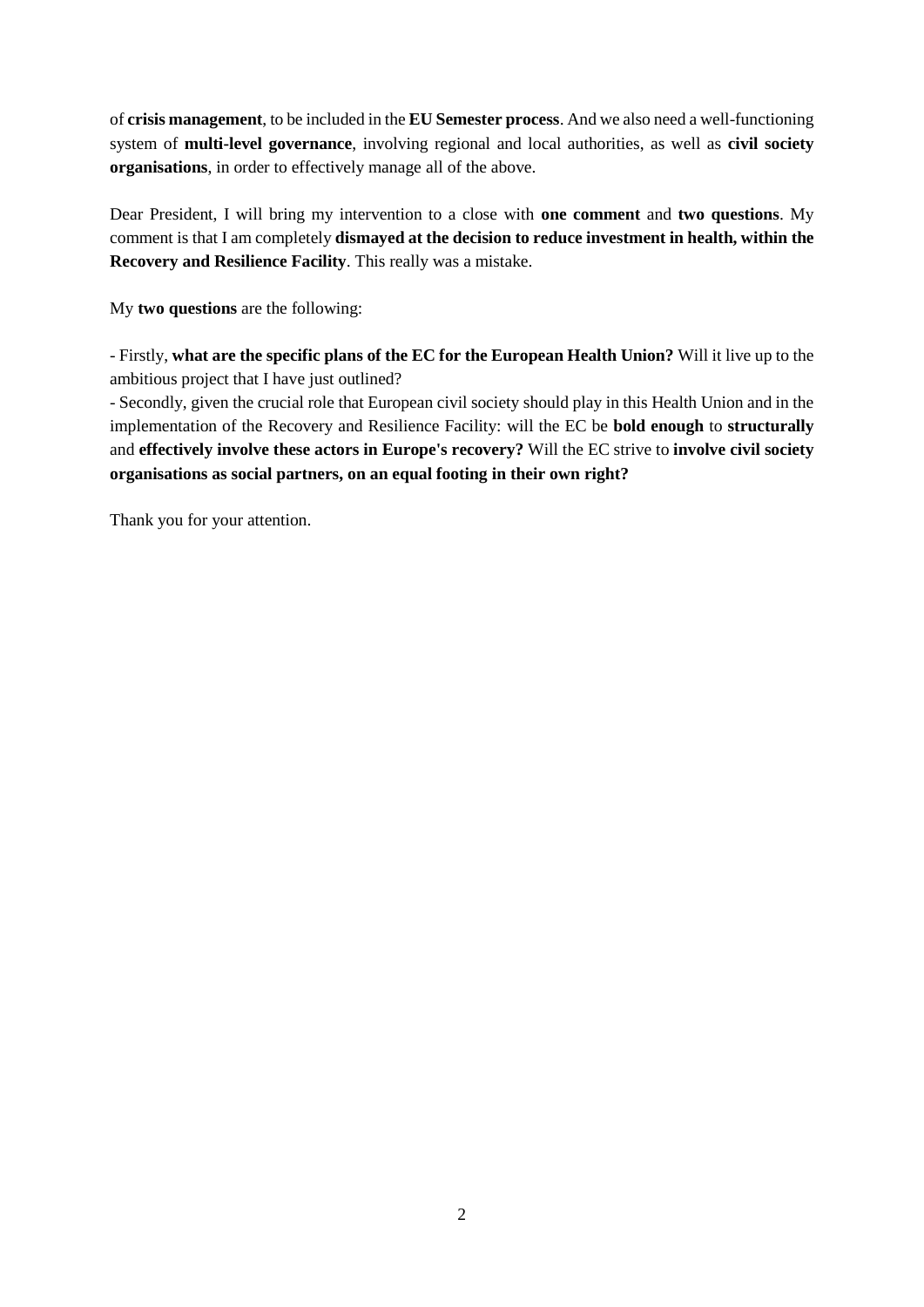of **crisis management**, to be included in the **EU Semester process**. And we also need a well-functioning system of **multi-level governance**, involving regional and local authorities, as well as **civil society organisations**, in order to effectively manage all of the above.

Dear President, I will bring my intervention to a close with **one comment** and **two questions**. My comment is that I am completely **dismayed at the decision to reduce investment in health, within the Recovery and Resilience Facility**. This really was a mistake.

My **two questions** are the following:

- Firstly, **what are the specific plans of the EC for the European Health Union?** Will it live up to the ambitious project that I have just outlined?
- Secondly, given the crucial role that European civil society should play in this Health Union and in the implementation of the Recovery and Resilience Facility: will the EC be **bold enough** to **structurally** and **effectively involve these actors in Europe's recovery?** Will the EC strive to **involve civil society organisations as social partners, on an equal footing in their own right?**

Thank you for your attention.